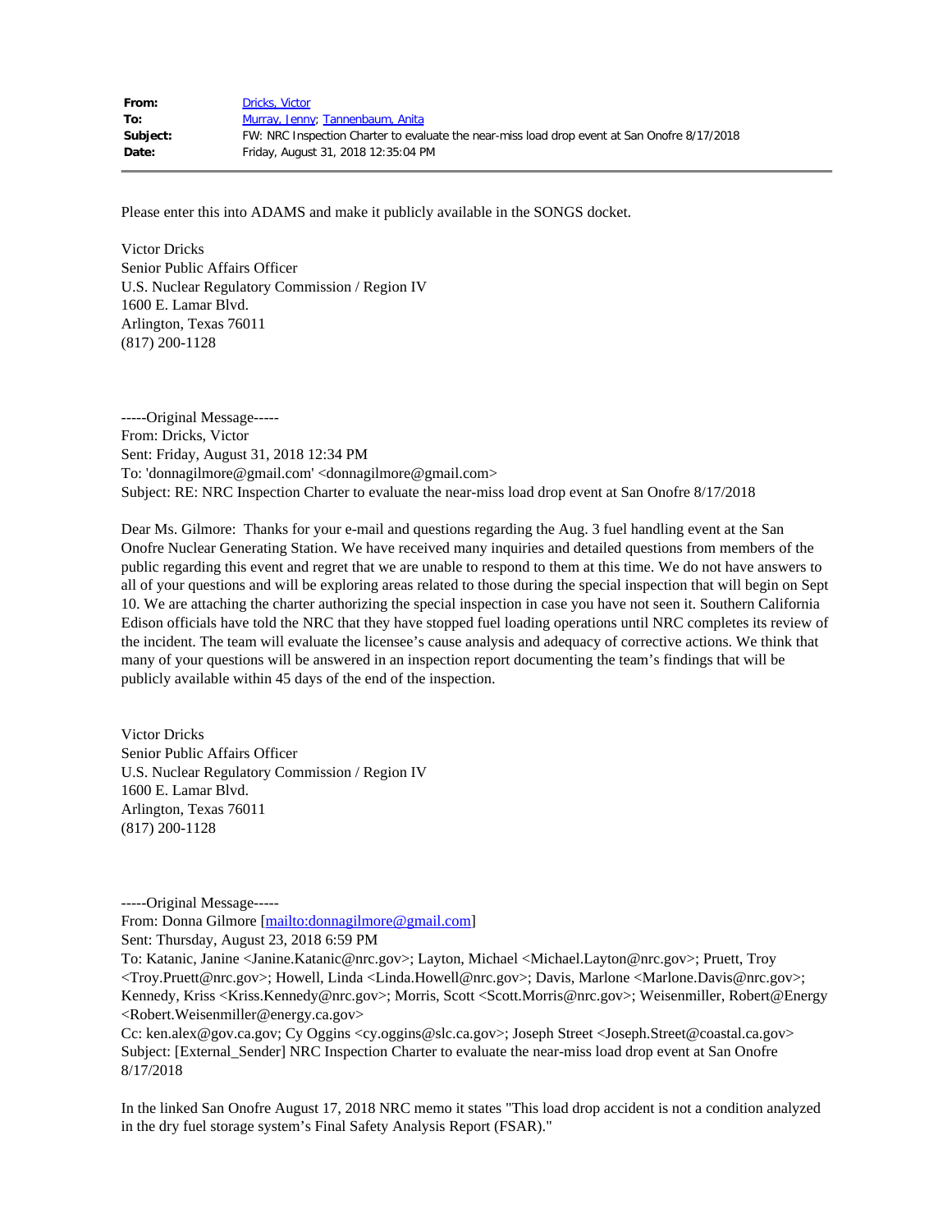| | |
|---|---|
| **From:** | Dricks, Victor |
| **To:** | Murray, Jenny; Tannenbaum, Anita |
| **Subject:** | FW: NRC Inspection Charter to evaluate the near-miss load drop event at San Onofre 8/17/2018 |
| **Date:** | Friday, August 31, 2018 12:35:04 PM |

---

Please enter this into ADAMS and make it publicly available in the SONGS docket.

Victor Dricks  
Senior Public Affairs Officer  
U.S. Nuclear Regulatory Commission / Region IV  
1600 E. Lamar Blvd.  
Arlington, Texas 76011  
(817) 200-1128

-----Original Message-----  
From: Dricks, Victor  
Sent: Friday, August 31, 2018 12:34 PM  
To: 'donnagilmore@gmail.com' <donnagilmore@gmail.com>  
Subject: RE: NRC Inspection Charter to evaluate the near-miss load drop event at San Onofre 8/17/2018

Dear Ms. Gilmore: Thanks for your e-mail and questions regarding the Aug. 3 fuel handling event at the San Onofre Nuclear Generating Station. We have received many inquiries and detailed questions from members of the public regarding this event and regret that we are unable to respond to them at this time. We do not have answers to all of your questions and will be exploring areas related to those during the special inspection that will begin on Sept 10. We are attaching the charter authorizing the special inspection in case you have not seen it. Southern California Edison officials have told the NRC that they have stopped fuel loading operations until NRC completes its review of the incident. The team will evaluate the licensee's cause analysis and adequacy of corrective actions. We think that many of your questions will be answered in an inspection report documenting the team's findings that will be publicly available within 45 days of the end of the inspection.

Victor Dricks  
Senior Public Affairs Officer  
U.S. Nuclear Regulatory Commission / Region IV  
1600 E. Lamar Blvd.  
Arlington, Texas 76011  
(817) 200-1128

-----Original Message-----  
From: Donna Gilmore [mailto:donnagilmore@gmail.com]  
Sent: Thursday, August 23, 2018 6:59 PM  
To: Katanic, Janine <Janine.Katanic@nrc.gov>; Layton, Michael <Michael.Layton@nrc.gov>; Pruett, Troy <Troy.Pruett@nrc.gov>; Howell, Linda <Linda.Howell@nrc.gov>; Davis, Marlone <Marlone.Davis@nrc.gov>; Kennedy, Kriss <Kriss.Kennedy@nrc.gov>; Morris, Scott <Scott.Morris@nrc.gov>; Weisenmiller, Robert@Energy <Robert.Weisenmiller@energy.ca.gov>  
Cc: ken.alex@gov.ca.gov; Cy Oggins <cy.oggins@slc.ca.gov>; Joseph Street <Joseph.Street@coastal.ca.gov>  
Subject: [External_Sender] NRC Inspection Charter to evaluate the near-miss load drop event at San Onofre 8/17/2018

In the linked San Onofre August 17, 2018 NRC memo it states "This load drop accident is not a condition analyzed in the dry fuel storage system's Final Safety Analysis Report (FSAR)."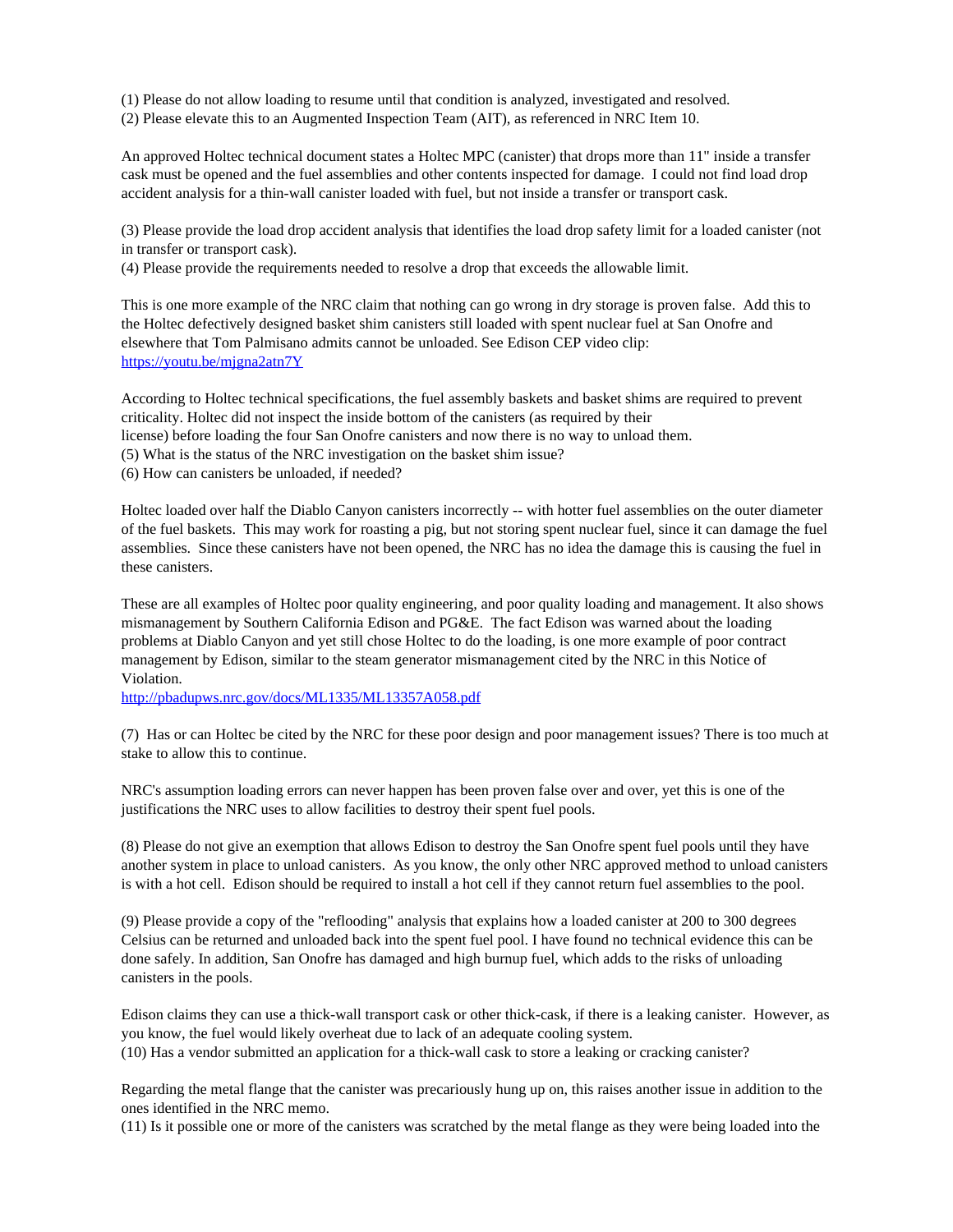(1) Please do not allow loading to resume until that condition is analyzed, investigated and resolved.
(2) Please elevate this to an Augmented Inspection Team (AIT), as referenced in NRC Item 10.

An approved Holtec technical document states a Holtec MPC (canister) that drops more than 11" inside a transfer cask must be opened and the fuel assemblies and other contents inspected for damage. I could not find load drop accident analysis for a thin-wall canister loaded with fuel, but not inside a transfer or transport cask.

(3) Please provide the load drop accident analysis that identifies the load drop safety limit for a loaded canister (not in transfer or transport cask).
(4) Please provide the requirements needed to resolve a drop that exceeds the allowable limit.

This is one more example of the NRC claim that nothing can go wrong in dry storage is proven false. Add this to the Holtec defectively designed basket shim canisters still loaded with spent nuclear fuel at San Onofre and elsewhere that Tom Palmisano admits cannot be unloaded. See Edison CEP video clip:
https://youtu.be/mjgna2atn7Y

According to Holtec technical specifications, the fuel assembly baskets and basket shims are required to prevent criticality. Holtec did not inspect the inside bottom of the canisters (as required by their license) before loading the four San Onofre canisters and now there is no way to unload them.
(5) What is the status of the NRC investigation on the basket shim issue?
(6) How can canisters be unloaded, if needed?

Holtec loaded over half the Diablo Canyon canisters incorrectly -- with hotter fuel assemblies on the outer diameter of the fuel baskets. This may work for roasting a pig, but not storing spent nuclear fuel, since it can damage the fuel assemblies. Since these canisters have not been opened, the NRC has no idea the damage this is causing the fuel in these canisters.

These are all examples of Holtec poor quality engineering, and poor quality loading and management. It also shows mismanagement by Southern California Edison and PG&E. The fact Edison was warned about the loading problems at Diablo Canyon and yet still chose Holtec to do the loading, is one more example of poor contract management by Edison, similar to the steam generator mismanagement cited by the NRC in this Notice of Violation.
http://pbadupws.nrc.gov/docs/ML1335/ML13357A058.pdf

(7) Has or can Holtec be cited by the NRC for these poor design and poor management issues? There is too much at stake to allow this to continue.

NRC's assumption loading errors can never happen has been proven false over and over, yet this is one of the justifications the NRC uses to allow facilities to destroy their spent fuel pools.

(8) Please do not give an exemption that allows Edison to destroy the San Onofre spent fuel pools until they have another system in place to unload canisters. As you know, the only other NRC approved method to unload canisters is with a hot cell. Edison should be required to install a hot cell if they cannot return fuel assemblies to the pool.

(9) Please provide a copy of the "reflooding" analysis that explains how a loaded canister at 200 to 300 degrees Celsius can be returned and unloaded back into the spent fuel pool. I have found no technical evidence this can be done safely. In addition, San Onofre has damaged and high burnup fuel, which adds to the risks of unloading canisters in the pools.

Edison claims they can use a thick-wall transport cask or other thick-cask, if there is a leaking canister. However, as you know, the fuel would likely overheat due to lack of an adequate cooling system.
(10) Has a vendor submitted an application for a thick-wall cask to store a leaking or cracking canister?

Regarding the metal flange that the canister was precariously hung up on, this raises another issue in addition to the ones identified in the NRC memo.
(11) Is it possible one or more of the canisters was scratched by the metal flange as they were being loaded into the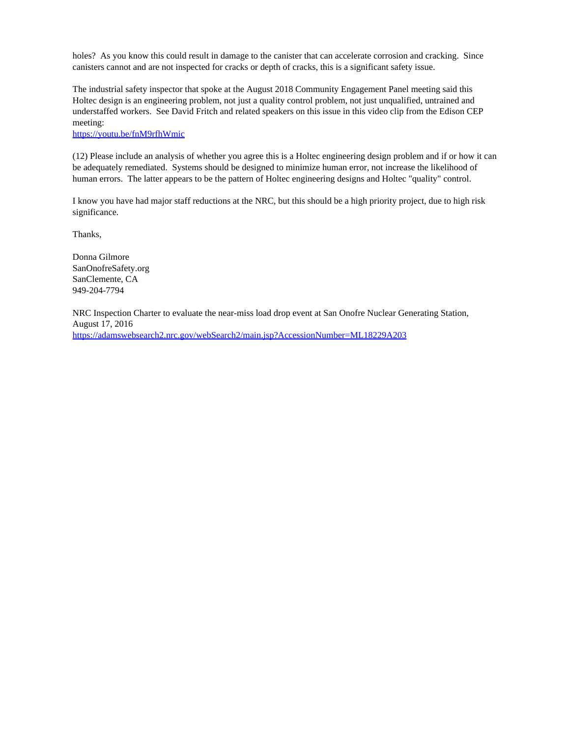holes? As you know this could result in damage to the canister that can accelerate corrosion and cracking. Since canisters cannot and are not inspected for cracks or depth of cracks, this is a significant safety issue.

The industrial safety inspector that spoke at the August 2018 Community Engagement Panel meeting said this Holtec design is an engineering problem, not just a quality control problem, not just unqualified, untrained and understaffed workers. See David Fritch and related speakers on this issue in this video clip from the Edison CEP meeting:
https://youtu.be/fnM9rfhWmic

(12) Please include an analysis of whether you agree this is a Holtec engineering design problem and if or how it can be adequately remediated. Systems should be designed to minimize human error, not increase the likelihood of human errors. The latter appears to be the pattern of Holtec engineering designs and Holtec "quality" control.

I know you have had major staff reductions at the NRC, but this should be a high priority project, due to high risk significance.

Thanks,

Donna Gilmore
SanOnofreSafety.org
SanClemente, CA
949-204-7794

NRC Inspection Charter to evaluate the near-miss load drop event at San Onofre Nuclear Generating Station, August 17, 2016
https://adamswebsearch2.nrc.gov/webSearch2/main.jsp?AccessionNumber=ML18229A203